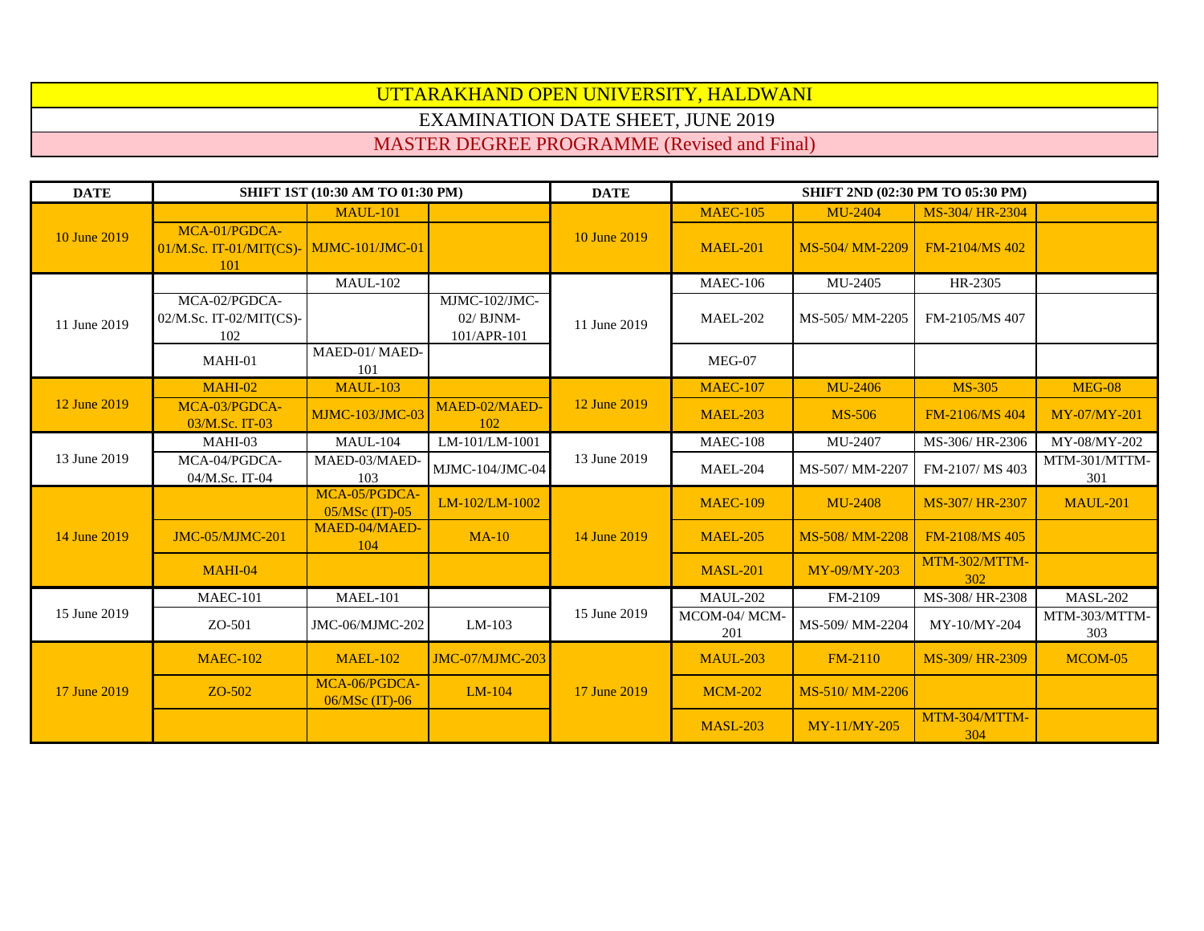# UTTARAKHAND OPEN UNIVERSITY, HALDWANI

## EXAMINATION DATE SHEET, JUNE 2019

## MASTER DEGREE PROGRAMME (Revised and Final)

| DATE | SHIFT 1ST (10:30 AM TO 01:30 PM) | | | DATE | SHIFT 2ND (02:30 PM TO 05:30 PM) | | | |
|---|---|---|---|---|---|---|---|---|
| 10 June 2019 | | MAUL-101 | | 10 June 2019 | MAEC-105 | MU-2404 | MS-304/ HR-2304 | |
| | MCA-01/PGDCA-01/M.Sc. IT-01/MIT(CS)-101 | MJMC-101/JMC-01 | | | MAEL-201 | MS-504/ MM-2209 | FM-2104/MS 402 | |
| 11 June 2019 | | MAUL-102 | | 11 June 2019 | MAEC-106 | MU-2405 | HR-2305 | |
| | MCA-02/PGDCA-02/M.Sc. IT-02/MIT(CS)-102 | | MJMC-102/JMC-02/ BJNM-101/APR-101 | | MAEL-202 | MS-505/ MM-2205 | FM-2105/MS 407 | |
| | MAHI-01 | MAED-01/ MAED-101 | | | MEG-07 | | | |
| 12 June 2019 | MAHI-02 | MAUL-103 | | 12 June 2019 | MAEC-107 | MU-2406 | MS-305 | MEG-08 |
| | MCA-03/PGDCA-03/M.Sc. IT-03 | MJMC-103/JMC-03 | MAED-02/MAED-102 | | MAEL-203 | MS-506 | FM-2106/MS 404 | MY-07/MY-201 |
| 13 June 2019 | MAHI-03 | MAUL-104 | LM-101/LM-1001 | 13 June 2019 | MAEC-108 | MU-2407 | MS-306/ HR-2306 | MY-08/MY-202 |
| | MCA-04/PGDCA-04/M.Sc. IT-04 | MAED-03/MAED-103 | MJMC-104/JMC-04 | | MAEL-204 | MS-507/ MM-2207 | FM-2107/ MS 403 | MTM-301/MTTM-301 |
| 14 June 2019 | | MCA-05/PGDCA-05/MSc (IT)-05 | LM-102/LM-1002 | 14 June 2019 | MAEC-109 | MU-2408 | MS-307/ HR-2307 | MAUL-201 |
| | JMC-05/MJMC-201 | MAED-04/MAED-104 | MA-10 | | MAEL-205 | MS-508/ MM-2208 | FM-2108/MS 405 | |
| | MAHI-04 | | | | MASL-201 | MY-09/MY-203 | MTM-302/MTTM-302 | |
| 15 June 2019 | MAEC-101 | MAEL-101 | | 15 June 2019 | MAUL-202 | FM-2109 | MS-308/ HR-2308 | MASL-202 |
| | ZO-501 | JMC-06/MJMC-202 | LM-103 | | MCOM-04/ MCM-201 | MS-509/ MM-2204 | MY-10/MY-204 | MTM-303/MTTM-303 |
| 17 June 2019 | MAEC-102 | MAEL-102 | JMC-07/MJMC-203 | 17 June 2019 | MAUL-203 | FM-2110 | MS-309/ HR-2309 | MCOM-05 |
| | ZO-502 | MCA-06/PGDCA-06/MSc (IT)-06 | LM-104 | | MCM-202 | MS-510/ MM-2206 | | |
| | | | | | MASL-203 | MY-11/MY-205 | MTM-304/MTTM-304 | |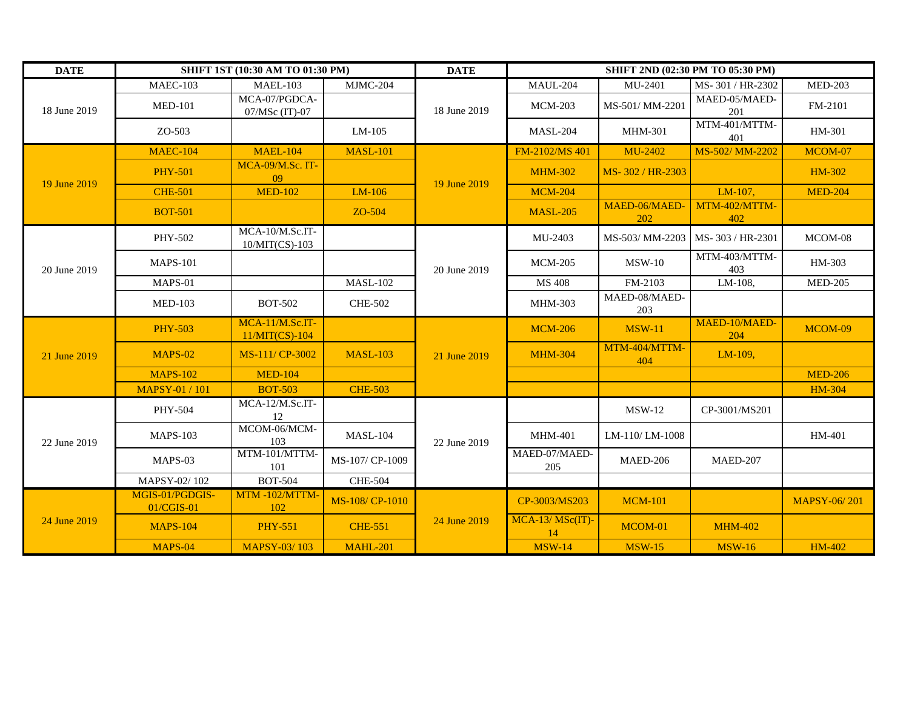| DATE | SHIFT 1ST (10:30 AM TO 01:30 PM) | | | DATE | SHIFT 2ND (02:30 PM TO 05:30 PM) | | | |
|---|---|---|---|---|---|---|---|---|
| 18 June 2019 | MAEC-103 | MAEL-103 | MJMC-204 | 18 June 2019 | MAUL-204 | MU-2401 | MS- 301 / HR-2302 | MED-203 |
| | MED-101 | MCA-07/PGDCA-07/MSc (IT)-07 | | | MCM-203 | MS-501/ MM-2201 | MAED-05/MAED-201 | FM-2101 |
| | ZO-503 | | LM-105 | | MASL-204 | MHM-301 | MTM-401/MTTM-401 | HM-301 |
| 19 June 2019 | MAEC-104 | MAEL-104 | MASL-101 | 19 June 2019 | FM-2102/MS 401 | MU-2402 | MS-502/ MM-2202 | MCOM-07 |
| | PHY-501 | MCA-09/M.Sc. IT-09 | | | MHM-302 | MS- 302 / HR-2303 | | HM-302 |
| | CHE-501 | MED-102 | LM-106 | | MCM-204 | | LM-107, | MED-204 |
| | BOT-501 | | ZO-504 | | MASL-205 | MAED-06/MAED-202 | MTM-402/MTTM-402 | |
| 20 June 2019 | PHY-502 | MCA-10/M.Sc.IT-10/MIT(CS)-103 | | 20 June 2019 | MU-2403 | MS-503/ MM-2203 | MS- 303 / HR-2301 | MCOM-08 |
| | MAPS-101 | | | | MCM-205 | MSW-10 | MTM-403/MTTM-403 | HM-303 |
| | MAPS-01 | | MASL-102 | | MS 408 | FM-2103 | LM-108, | MED-205 |
| | MED-103 | BOT-502 | CHE-502 | | MHM-303 | MAED-08/MAED-203 | | |
| 21 June 2019 | PHY-503 | MCA-11/M.Sc.IT-11/MIT(CS)-104 | | 21 June 2019 | MCM-206 | MSW-11 | MAED-10/MAED-204 | MCOM-09 |
| | MAPS-02 | MS-111/ CP-3002 | MASL-103 | | MHM-304 | MTM-404/MTTM-404 | LM-109, | |
| | MAPS-102 | MED-104 | | | | | | MED-206 |
| | MAPSY-01 / 101 | BOT-503 | CHE-503 | | | | | HM-304 |
| 22 June 2019 | PHY-504 | MCA-12/M.Sc.IT-12 | | 22 June 2019 | | MSW-12 | CP-3001/MS201 | |
| | MAPS-103 | MCOM-06/MCM-103 | MASL-104 | | MHM-401 | LM-110/ LM-1008 | | HM-401 |
| | MAPS-03 | MTM-101/MTTM-101 | MS-107/ CP-1009 | | MAED-07/MAED-205 | MAED-206 | MAED-207 | |
| | MAPSY-02/ 102 | BOT-504 | CHE-504 | | | | | |
| 24 June 2019 | MGIS-01/PGDGIS-01/CGIS-01 | MTM -102/MTTM-102 | MS-108/ CP-1010 | 24 June 2019 | CP-3003/MS203 | MCM-101 | | MAPSY-06/ 201 |
| | MAPS-104 | PHY-551 | CHE-551 | | MCA-13/ MSc(IT)-14 | MCOM-01 | MHM-402 | |
| | MAPS-04 | MAPSY-03/ 103 | MAHL-201 | | MSW-14 | MSW-15 | MSW-16 | HM-402 |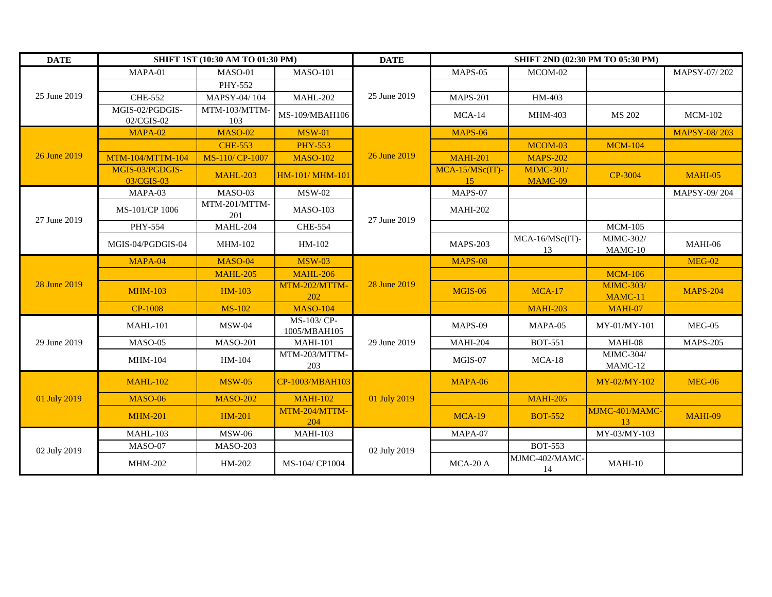| DATE | SHIFT 1ST (10:30 AM TO 01:30 PM) | | | DATE | SHIFT 2ND (02:30 PM TO 05:30 PM) | | | |
|---|---|---|---|---|---|---|---|---|
| 25 June 2019 | MAPA-01 | MASO-01 | MASO-101 | 25 June 2019 | MAPS-05 | MCOM-02 | | MAPSY-07/ 202 |
| | | PHY-552 | | | | | | |
| | CHE-552 | MAPSY-04/ 104 | MAHL-202 | | MAPS-201 | HM-403 | | |
| | MGIS-02/PGDGIS-02/CGIS-02 | MTM-103/MTTM-103 | MS-109/MBAH106 | | MCA-14 | MHM-403 | MS 202 | MCM-102 |
| 26 June 2019 | MAPA-02 | MASO-02 | MSW-01 | 26 June 2019 | MAPS-06 | | | MAPSY-08/ 203 |
| | | CHE-553 | PHY-553 | | | MCOM-03 | MCM-104 | |
| | MTM-104/MTTM-104 | MS-110/ CP-1007 | MASO-102 | | MAHI-201 | MAPS-202 | | |
| | MGIS-03/PGDGIS-03/CGIS-03 | MAHL-203 | HM-101/ MHM-101 | | MCA-15/MSc(IT)-15 | MJMC-301/ MAMC-09 | CP-3004 | MAHI-05 |
| 27 June 2019 | MAPA-03 | MASO-03 | MSW-02 | 27 June 2019 | MAPS-07 | | | MAPSY-09/ 204 |
| | MS-101/CP 1006 | MTM-201/MTTM-201 | MASO-103 | | MAHI-202 | | | |
| | PHY-554 | MAHL-204 | CHE-554 | | | | MCM-105 | |
| | MGIS-04/PGDGIS-04 | MHM-102 | HM-102 | | MAPS-203 | MCA-16/MSc(IT)-13 | MJMC-302/ MAMC-10 | MAHI-06 |
| 28 June 2019 | MAPA-04 | MASO-04 | MSW-03 | 28 June 2019 | MAPS-08 | | | MEG-02 |
| | | MAHL-205 | MAHL-206 | | | | MCM-106 | |
| | MHM-103 | HM-103 | MTM-202/MTTM-202 | | MGIS-06 | MCA-17 | MJMC-303/ MAMC-11 | MAPS-204 |
| | CP-1008 | MS-102 | MASO-104 | | | MAHI-203 | MAHI-07 | |
| 29 June 2019 | MAHL-101 | MSW-04 | MS-103/ CP-1005/MBAH105 | 29 June 2019 | MAPS-09 | MAPA-05 | MY-01/MY-101 | MEG-05 |
| | MASO-05 | MASO-201 | MAHI-101 | | MAHI-204 | BOT-551 | MAHI-08 | MAPS-205 |
| | MHM-104 | HM-104 | MTM-203/MTTM-203 | | MGIS-07 | MCA-18 | MJMC-304/ MAMC-12 | |
| 01 July 2019 | MAHL-102 | MSW-05 | CP-1003/MBAH103 | 01 July 2019 | MAPA-06 | | MY-02/MY-102 | MEG-06 |
| | MASO-06 | MASO-202 | MAHI-102 | | | MAHI-205 | | |
| | MHM-201 | HM-201 | MTM-204/MTTM-204 | | MCA-19 | BOT-552 | MJMC-401/MAMC-13 | MAHI-09 |
| 02 July 2019 | MAHL-103 | MSW-06 | MAHI-103 | 02 July 2019 | MAPA-07 | | MY-03/MY-103 | |
| | MASO-07 | MASO-203 | | | | BOT-553 | | |
| | MHM-202 | HM-202 | MS-104/ CP1004 | | MCA-20 A | MJMC-402/MAMC-14 | MAHI-10 | |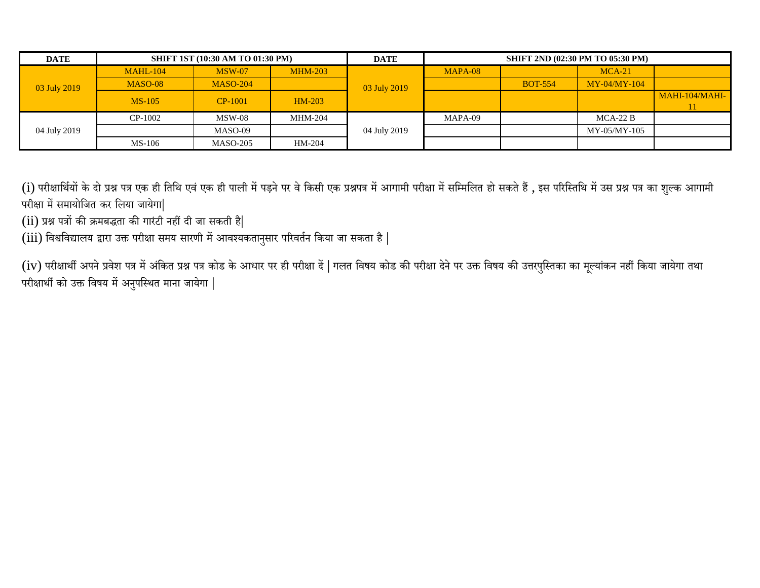| DATE | SHIFT 1ST (10:30 AM TO 01:30 PM) | | | DATE | SHIFT 2ND (02:30 PM TO 05:30 PM) | | | |
|---|---|---|---|---|---|---|---|---|
| 03 July 2019 | MAHL-104 | MSW-07 | MHM-203 | 03 July 2019 | MAPA-08 | | MCA-21 | |
| | MASO-08 | MASO-204 | | | | BOT-554 | MY-04/MY-104 | |
| | MS-105 | CP-1001 | HM-203 | | | | | MAHI-104/MAHI-11 |
| 04 July 2019 | CP-1002 | MSW-08 | MHM-204 | 04 July 2019 | MAPA-09 | | MCA-22 B | |
| | | MASO-09 | | | | | MY-05/MY-105 | |
| | MS-106 | MASO-205 | HM-204 | | | | | |

(i) परीक्षार्थियों के दो प्रश्न पत्र एक ही तिथि एवं एक ही पाली में पड़ने पर वे किसी एक प्रश्नपत्र में आगामी परीक्षा में सम्मिलित हो सकते हैं , इस परिस्तिथि में उस प्रश्न पत्र का शुल्क आगामी परीक्षा में समायोजित कर लिया जायेगा|

(ii) प्रश्न पत्रों की क्रमबद्धता की गारंटी नहीं दी जा सकती है|

(iii) विश्वविद्यालय द्वारा उक्त परीक्षा समय सारणी में आवश्यकतानुसार परिवर्तन किया जा सकता है |

(iv) परीक्षार्थी अपने प्रवेश पत्र में अंकित प्रश्न पत्र कोड के आधार पर ही परीक्षा दें | गलत विषय कोड की परीक्षा देने पर उक्त विषय की उत्तरपुस्तिका का मूल्यांकन नहीं किया जायेगा तथा परीक्षार्थी को उक्त विषय में अनुपस्थित माना जायेगा |